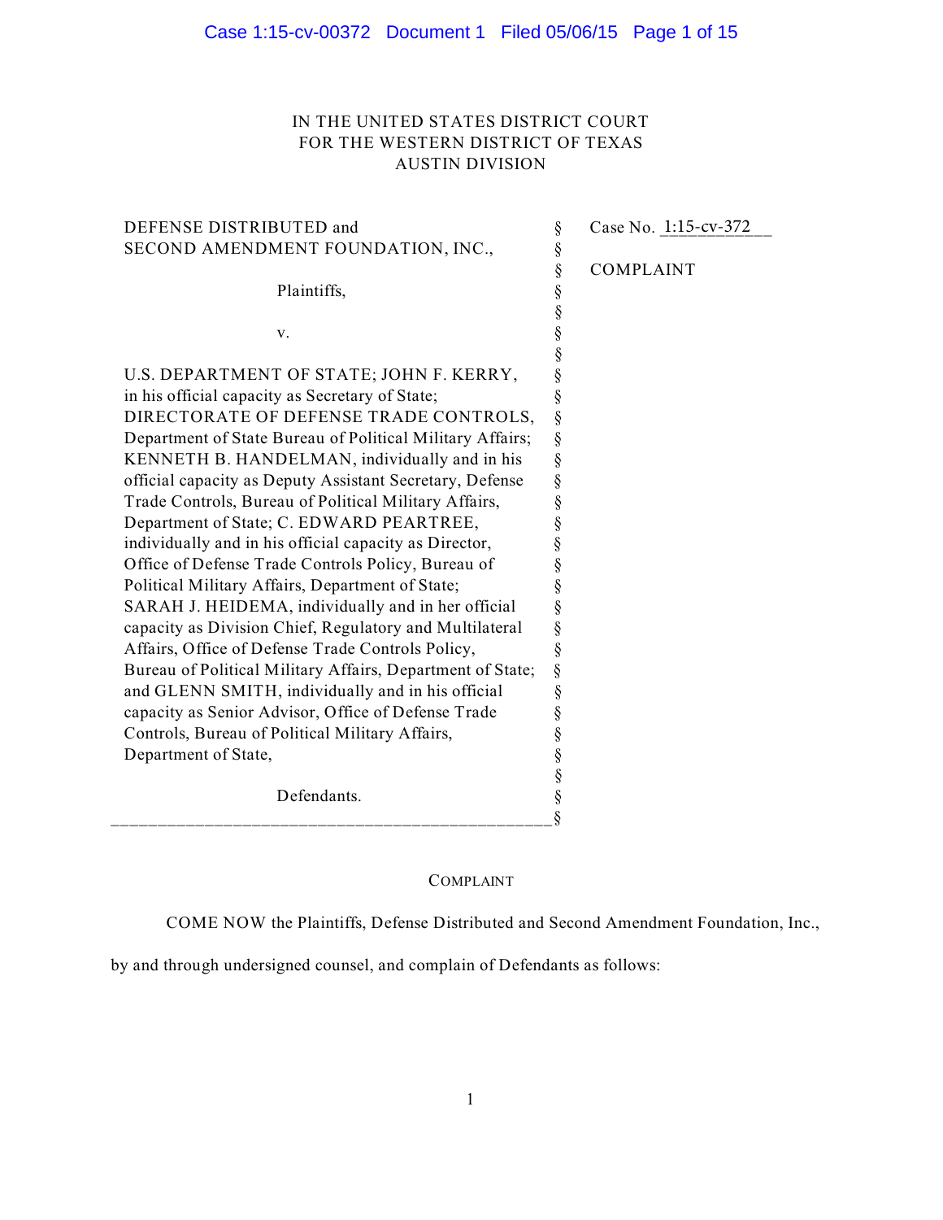IN THE UNITED STATES DISTRICT COURT
FOR THE WESTERN DISTRICT OF TEXAS
AUSTIN DIVISION

| | | |
|---|---|---|
| DEFENSE DISTRIBUTED and SECOND AMENDMENT FOUNDATION, INC., | § | Case No. 1:15-cv-372 |
| Plaintiffs, | § | COMPLAINT |
| v. | § | |
| U.S. DEPARTMENT OF STATE; JOHN F. KERRY, in his official capacity as Secretary of State; DIRECTORATE OF DEFENSE TRADE CONTROLS, Department of State Bureau of Political Military Affairs; KENNETH B. HANDELMAN, individually and in his official capacity as Deputy Assistant Secretary, Defense Trade Controls, Bureau of Political Military Affairs, Department of State; C. EDWARD PEARTREE, individually and in his official capacity as Director, Office of Defense Trade Controls Policy, Bureau of Political Military Affairs, Department of State; SARAH J. HEIDEMA, individually and in her official capacity as Division Chief, Regulatory and Multilateral Affairs, Office of Defense Trade Controls Policy, Bureau of Political Military Affairs, Department of State; and GLENN SMITH, individually and in his official capacity as Senior Advisor, Office of Defense Trade Controls, Bureau of Political Military Affairs, Department of State, | § | |
| Defendants. | § | |

## COMPLAINT

COME NOW the Plaintiffs, Defense Distributed and Second Amendment Foundation, Inc., by and through undersigned counsel, and complain of Defendants as follows: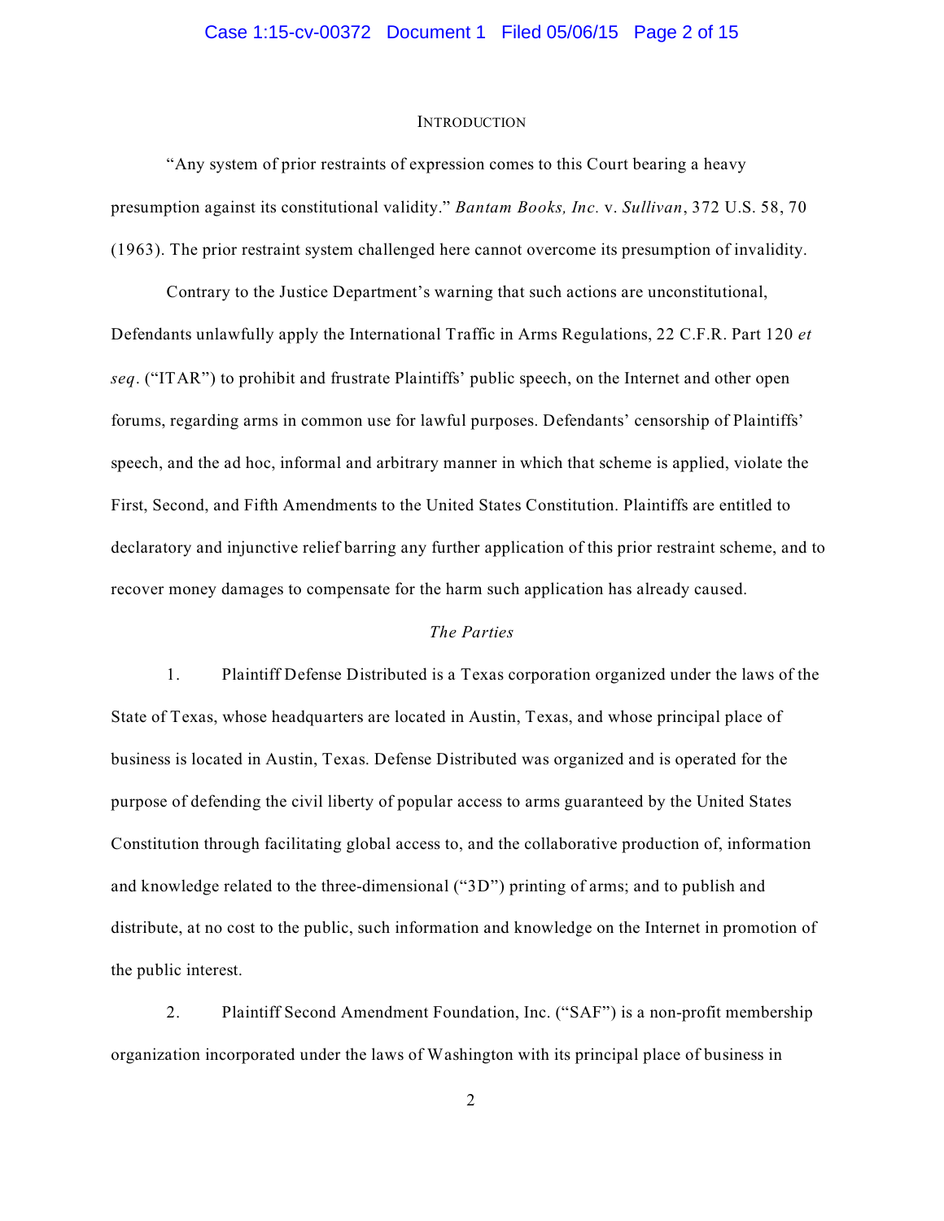## INTRODUCTION

"Any system of prior restraints of expression comes to this Court bearing a heavy presumption against its constitutional validity." *Bantam Books, Inc.* v. *Sullivan*, 372 U.S. 58, 70 (1963). The prior restraint system challenged here cannot overcome its presumption of invalidity.

Contrary to the Justice Department's warning that such actions are unconstitutional, Defendants unlawfully apply the International Traffic in Arms Regulations, 22 C.F.R. Part 120 *et seq*. ("ITAR") to prohibit and frustrate Plaintiffs' public speech, on the Internet and other open forums, regarding arms in common use for lawful purposes. Defendants' censorship of Plaintiffs' speech, and the ad hoc, informal and arbitrary manner in which that scheme is applied, violate the First, Second, and Fifth Amendments to the United States Constitution. Plaintiffs are entitled to declaratory and injunctive relief barring any further application of this prior restraint scheme, and to recover money damages to compensate for the harm such application has already caused.

### *The Parties*

1. Plaintiff Defense Distributed is a Texas corporation organized under the laws of the State of Texas, whose headquarters are located in Austin, Texas, and whose principal place of business is located in Austin, Texas. Defense Distributed was organized and is operated for the purpose of defending the civil liberty of popular access to arms guaranteed by the United States Constitution through facilitating global access to, and the collaborative production of, information and knowledge related to the three-dimensional ("3D") printing of arms; and to publish and distribute, at no cost to the public, such information and knowledge on the Internet in promotion of the public interest.

2. Plaintiff Second Amendment Foundation, Inc. ("SAF") is a non-profit membership organization incorporated under the laws of Washington with its principal place of business in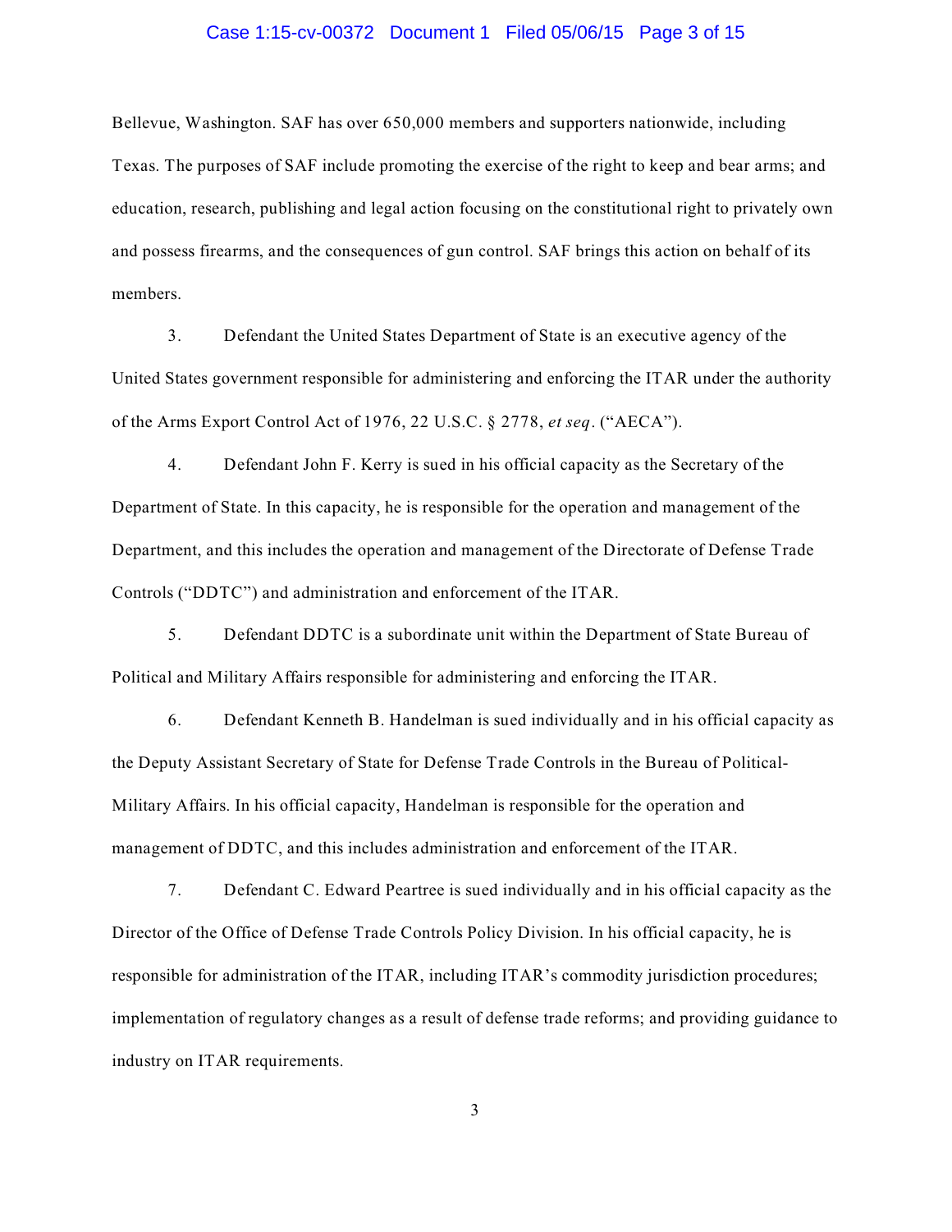Bellevue, Washington. SAF has over 650,000 members and supporters nationwide, including Texas. The purposes of SAF include promoting the exercise of the right to keep and bear arms; and education, research, publishing and legal action focusing on the constitutional right to privately own and possess firearms, and the consequences of gun control. SAF brings this action on behalf of its members.

3. Defendant the United States Department of State is an executive agency of the United States government responsible for administering and enforcing the ITAR under the authority of the Arms Export Control Act of 1976, 22 U.S.C. § 2778, *et seq*. ("AECA").

4. Defendant John F. Kerry is sued in his official capacity as the Secretary of the Department of State. In this capacity, he is responsible for the operation and management of the Department, and this includes the operation and management of the Directorate of Defense Trade Controls ("DDTC") and administration and enforcement of the ITAR.

5. Defendant DDTC is a subordinate unit within the Department of State Bureau of Political and Military Affairs responsible for administering and enforcing the ITAR.

6. Defendant Kenneth B. Handelman is sued individually and in his official capacity as the Deputy Assistant Secretary of State for Defense Trade Controls in the Bureau of Political-Military Affairs. In his official capacity, Handelman is responsible for the operation and management of DDTC, and this includes administration and enforcement of the ITAR.

7. Defendant C. Edward Peartree is sued individually and in his official capacity as the Director of the Office of Defense Trade Controls Policy Division. In his official capacity, he is responsible for administration of the ITAR, including ITAR's commodity jurisdiction procedures; implementation of regulatory changes as a result of defense trade reforms; and providing guidance to industry on ITAR requirements.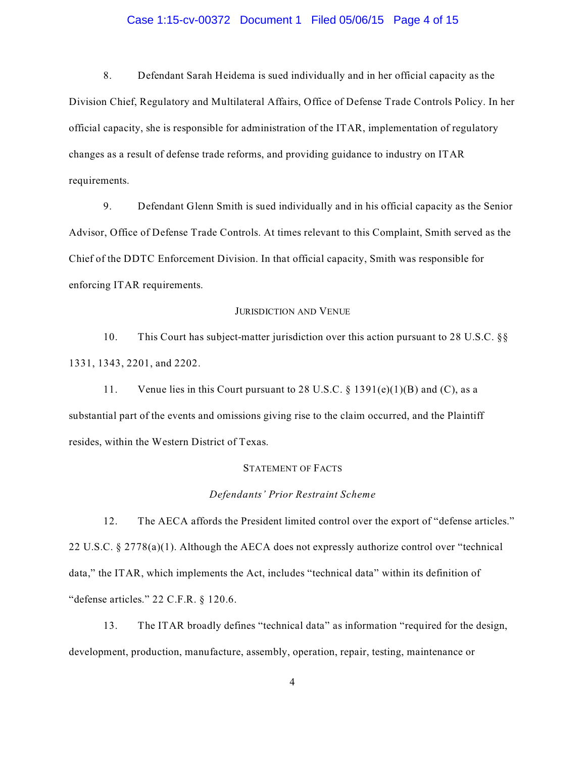8. Defendant Sarah Heidema is sued individually and in her official capacity as the Division Chief, Regulatory and Multilateral Affairs, Office of Defense Trade Controls Policy. In her official capacity, she is responsible for administration of the ITAR, implementation of regulatory changes as a result of defense trade reforms, and providing guidance to industry on ITAR requirements.

9. Defendant Glenn Smith is sued individually and in his official capacity as the Senior Advisor, Office of Defense Trade Controls. At times relevant to this Complaint, Smith served as the Chief of the DDTC Enforcement Division. In that official capacity, Smith was responsible for enforcing ITAR requirements.

## Jurisdiction and Venue

10. This Court has subject-matter jurisdiction over this action pursuant to 28 U.S.C. §§ 1331, 1343, 2201, and 2202.

11. Venue lies in this Court pursuant to 28 U.S.C. § 1391(e)(1)(B) and (C), as a substantial part of the events and omissions giving rise to the claim occurred, and the Plaintiff resides, within the Western District of Texas.

## Statement of Facts

### *Defendants' Prior Restraint Scheme*

12. The AECA affords the President limited control over the export of "defense articles." 22 U.S.C. § 2778(a)(1). Although the AECA does not expressly authorize control over "technical data," the ITAR, which implements the Act, includes "technical data" within its definition of "defense articles." 22 C.F.R. § 120.6.

13. The ITAR broadly defines "technical data" as information "required for the design, development, production, manufacture, assembly, operation, repair, testing, maintenance or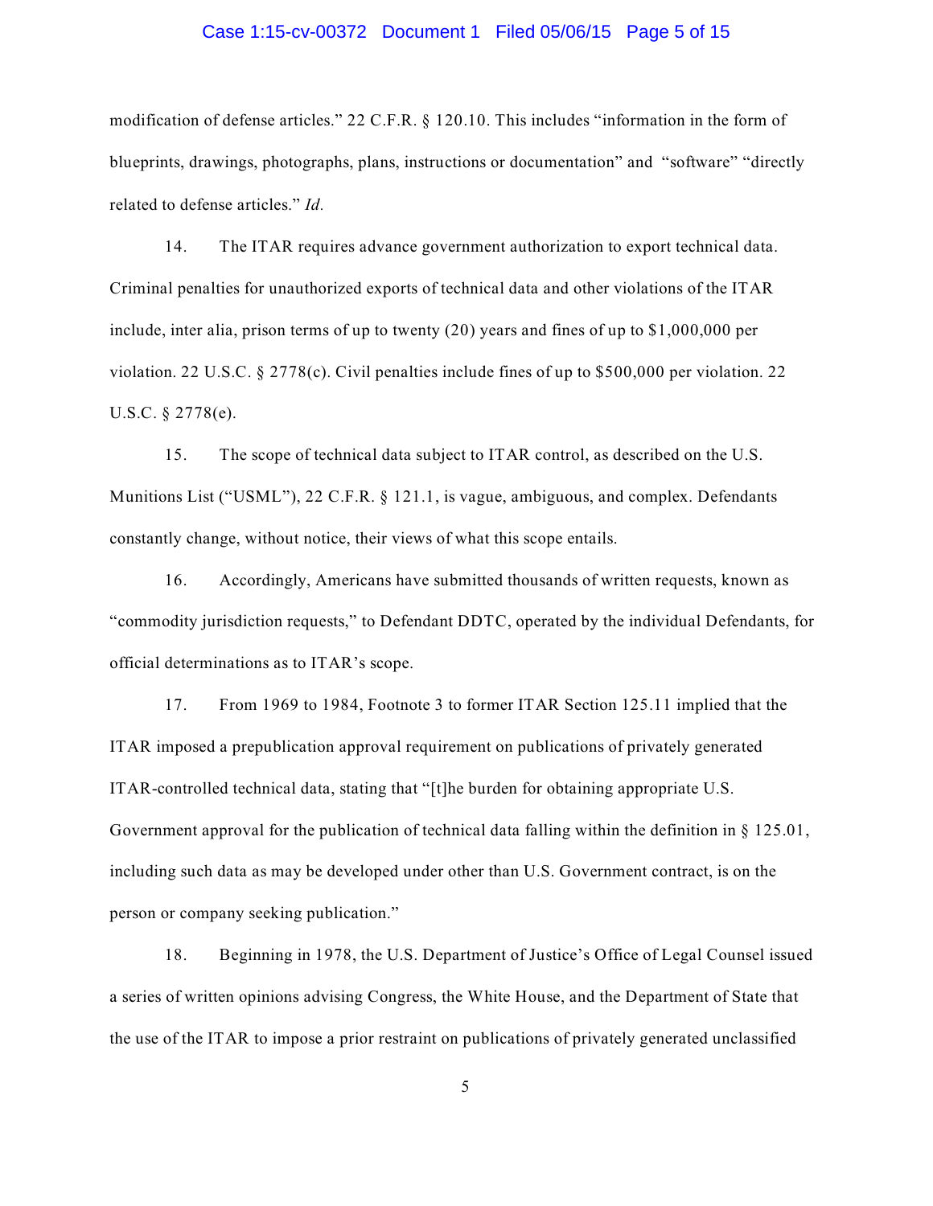modification of defense articles." 22 C.F.R. § 120.10. This includes "information in the form of blueprints, drawings, photographs, plans, instructions or documentation" and "software" "directly related to defense articles." *Id.*

14. The ITAR requires advance government authorization to export technical data. Criminal penalties for unauthorized exports of technical data and other violations of the ITAR include, inter alia, prison terms of up to twenty (20) years and fines of up to $1,000,000 per violation. 22 U.S.C. § 2778(c). Civil penalties include fines of up to $500,000 per violation. 22 U.S.C. § 2778(e).

15. The scope of technical data subject to ITAR control, as described on the U.S. Munitions List ("USML"), 22 C.F.R. § 121.1, is vague, ambiguous, and complex. Defendants constantly change, without notice, their views of what this scope entails.

16. Accordingly, Americans have submitted thousands of written requests, known as "commodity jurisdiction requests," to Defendant DDTC, operated by the individual Defendants, for official determinations as to ITAR's scope.

17. From 1969 to 1984, Footnote 3 to former ITAR Section 125.11 implied that the ITAR imposed a prepublication approval requirement on publications of privately generated ITAR-controlled technical data, stating that "[t]he burden for obtaining appropriate U.S. Government approval for the publication of technical data falling within the definition in § 125.01, including such data as may be developed under other than U.S. Government contract, is on the person or company seeking publication."

18. Beginning in 1978, the U.S. Department of Justice's Office of Legal Counsel issued a series of written opinions advising Congress, the White House, and the Department of State that the use of the ITAR to impose a prior restraint on publications of privately generated unclassified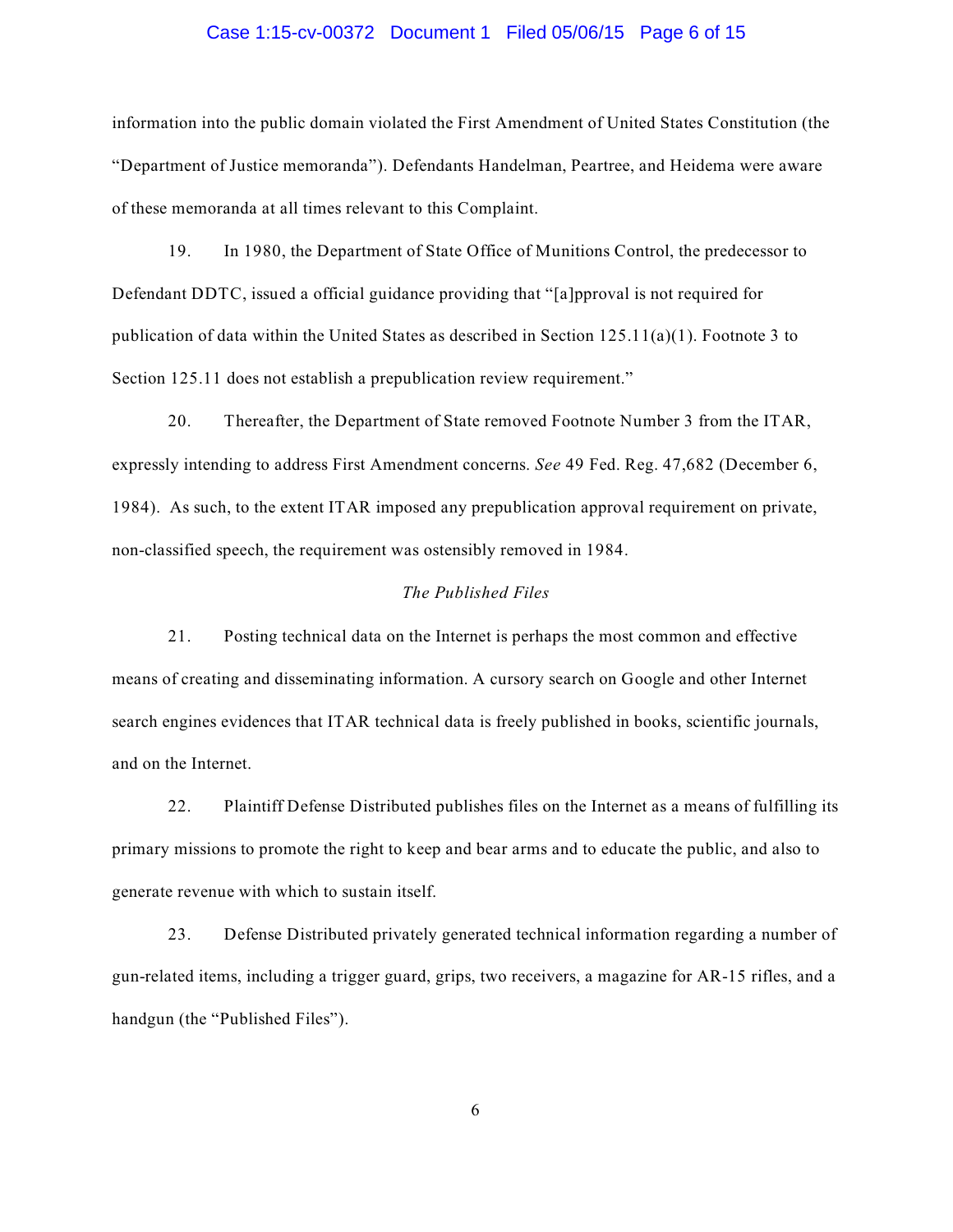information into the public domain violated the First Amendment of United States Constitution (the "Department of Justice memoranda"). Defendants Handelman, Peartree, and Heidema were aware of these memoranda at all times relevant to this Complaint.

19. In 1980, the Department of State Office of Munitions Control, the predecessor to Defendant DDTC, issued a official guidance providing that "[a]pproval is not required for publication of data within the United States as described in Section 125.11(a)(1). Footnote 3 to Section 125.11 does not establish a prepublication review requirement."

20. Thereafter, the Department of State removed Footnote Number 3 from the ITAR, expressly intending to address First Amendment concerns. *See* 49 Fed. Reg. 47,682 (December 6, 1984). As such, to the extent ITAR imposed any prepublication approval requirement on private, non-classified speech, the requirement was ostensibly removed in 1984.

*The Published Files*

21. Posting technical data on the Internet is perhaps the most common and effective means of creating and disseminating information. A cursory search on Google and other Internet search engines evidences that ITAR technical data is freely published in books, scientific journals, and on the Internet.

22. Plaintiff Defense Distributed publishes files on the Internet as a means of fulfilling its primary missions to promote the right to keep and bear arms and to educate the public, and also to generate revenue with which to sustain itself.

23. Defense Distributed privately generated technical information regarding a number of gun-related items, including a trigger guard, grips, two receivers, a magazine for AR-15 rifles, and a handgun (the "Published Files").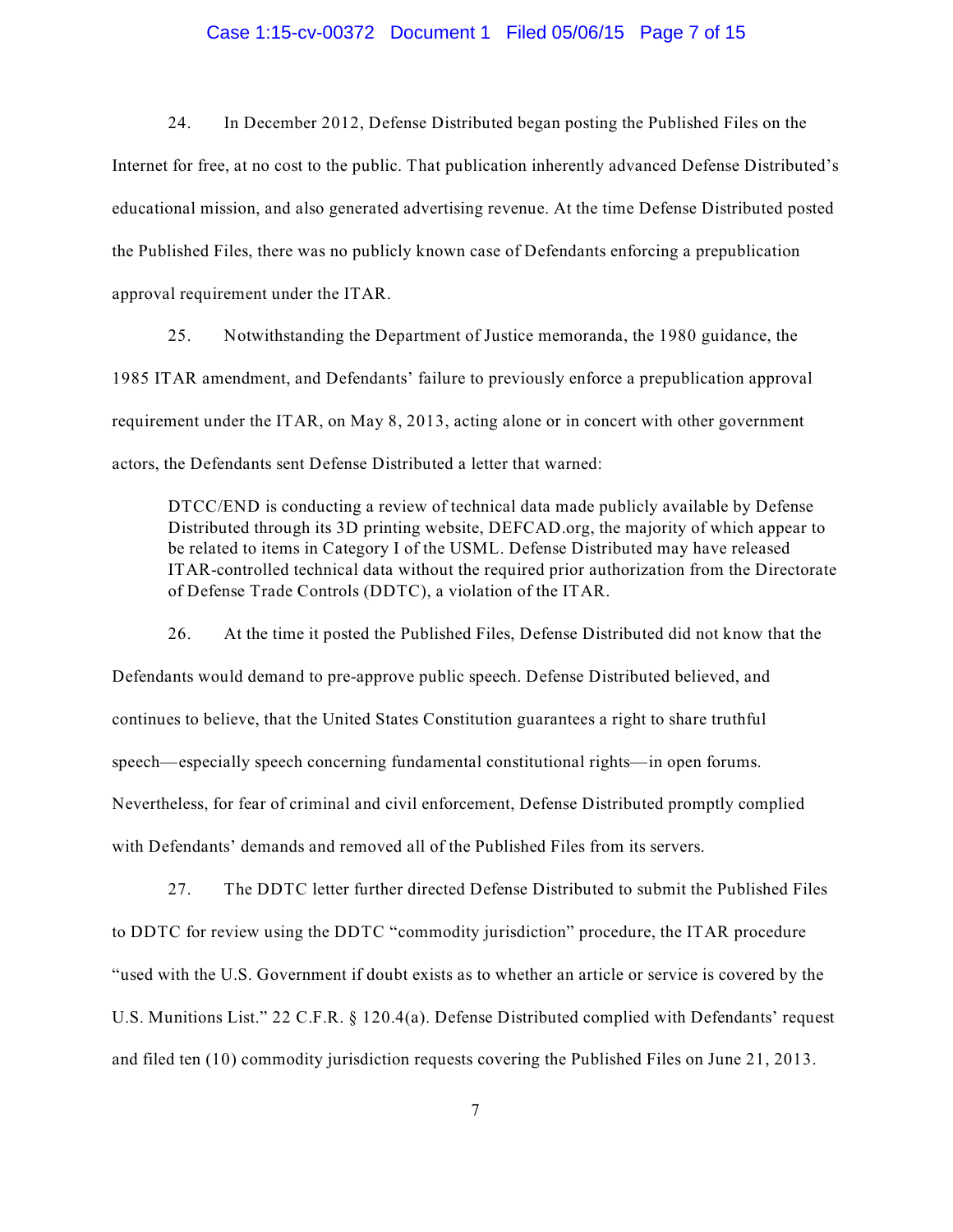24. In December 2012, Defense Distributed began posting the Published Files on the Internet for free, at no cost to the public. That publication inherently advanced Defense Distributed's educational mission, and also generated advertising revenue. At the time Defense Distributed posted the Published Files, there was no publicly known case of Defendants enforcing a prepublication approval requirement under the ITAR.

25. Notwithstanding the Department of Justice memoranda, the 1980 guidance, the 1985 ITAR amendment, and Defendants' failure to previously enforce a prepublication approval requirement under the ITAR, on May 8, 2013, acting alone or in concert with other government actors, the Defendants sent Defense Distributed a letter that warned:

> DTCC/END is conducting a review of technical data made publicly available by Defense Distributed through its 3D printing website, DEFCAD.org, the majority of which appear to be related to items in Category I of the USML. Defense Distributed may have released ITAR-controlled technical data without the required prior authorization from the Directorate of Defense Trade Controls (DDTC), a violation of the ITAR.

26. At the time it posted the Published Files, Defense Distributed did not know that the Defendants would demand to pre-approve public speech. Defense Distributed believed, and continues to believe, that the United States Constitution guarantees a right to share truthful speech—especially speech concerning fundamental constitutional rights—in open forums. Nevertheless, for fear of criminal and civil enforcement, Defense Distributed promptly complied with Defendants' demands and removed all of the Published Files from its servers.

27. The DDTC letter further directed Defense Distributed to submit the Published Files to DDTC for review using the DDTC "commodity jurisdiction" procedure, the ITAR procedure "used with the U.S. Government if doubt exists as to whether an article or service is covered by the U.S. Munitions List." 22 C.F.R. § 120.4(a). Defense Distributed complied with Defendants' request and filed ten (10) commodity jurisdiction requests covering the Published Files on June 21, 2013.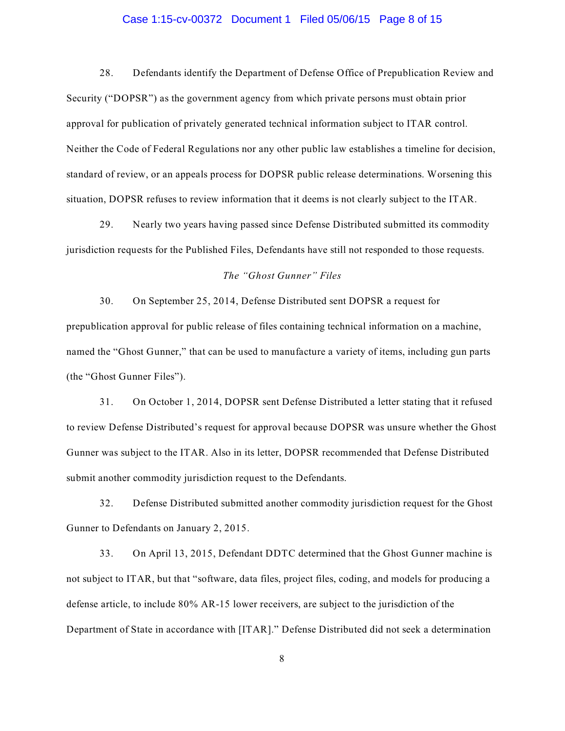28. Defendants identify the Department of Defense Office of Prepublication Review and Security ("DOPSR") as the government agency from which private persons must obtain prior approval for publication of privately generated technical information subject to ITAR control. Neither the Code of Federal Regulations nor any other public law establishes a timeline for decision, standard of review, or an appeals process for DOPSR public release determinations. Worsening this situation, DOPSR refuses to review information that it deems is not clearly subject to the ITAR.

29. Nearly two years having passed since Defense Distributed submitted its commodity jurisdiction requests for the Published Files, Defendants have still not responded to those requests.

*The "Ghost Gunner" Files*

30. On September 25, 2014, Defense Distributed sent DOPSR a request for prepublication approval for public release of files containing technical information on a machine, named the "Ghost Gunner," that can be used to manufacture a variety of items, including gun parts (the "Ghost Gunner Files").

31. On October 1, 2014, DOPSR sent Defense Distributed a letter stating that it refused to review Defense Distributed's request for approval because DOPSR was unsure whether the Ghost Gunner was subject to the ITAR. Also in its letter, DOPSR recommended that Defense Distributed submit another commodity jurisdiction request to the Defendants.

32. Defense Distributed submitted another commodity jurisdiction request for the Ghost Gunner to Defendants on January 2, 2015.

33. On April 13, 2015, Defendant DDTC determined that the Ghost Gunner machine is not subject to ITAR, but that "software, data files, project files, coding, and models for producing a defense article, to include 80% AR-15 lower receivers, are subject to the jurisdiction of the Department of State in accordance with [ITAR]." Defense Distributed did not seek a determination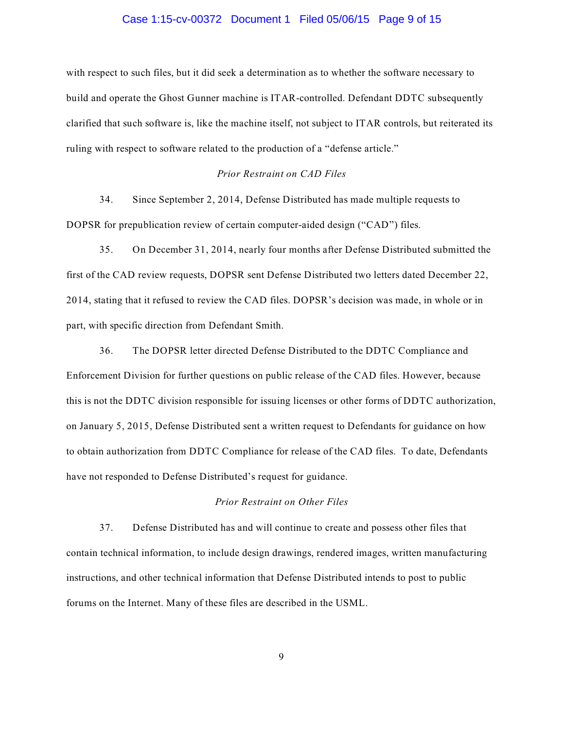with respect to such files, but it did seek a determination as to whether the software necessary to build and operate the Ghost Gunner machine is ITAR-controlled. Defendant DDTC subsequently clarified that such software is, like the machine itself, not subject to ITAR controls, but reiterated its ruling with respect to software related to the production of a "defense article."

*Prior Restraint on CAD Files*

34. Since September 2, 2014, Defense Distributed has made multiple requests to DOPSR for prepublication review of certain computer-aided design ("CAD") files.

35. On December 31, 2014, nearly four months after Defense Distributed submitted the first of the CAD review requests, DOPSR sent Defense Distributed two letters dated December 22, 2014, stating that it refused to review the CAD files. DOPSR's decision was made, in whole or in part, with specific direction from Defendant Smith.

36. The DOPSR letter directed Defense Distributed to the DDTC Compliance and Enforcement Division for further questions on public release of the CAD files. However, because this is not the DDTC division responsible for issuing licenses or other forms of DDTC authorization, on January 5, 2015, Defense Distributed sent a written request to Defendants for guidance on how to obtain authorization from DDTC Compliance for release of the CAD files. To date, Defendants have not responded to Defense Distributed's request for guidance.

*Prior Restraint on Other Files*

37. Defense Distributed has and will continue to create and possess other files that contain technical information, to include design drawings, rendered images, written manufacturing instructions, and other technical information that Defense Distributed intends to post to public forums on the Internet. Many of these files are described in the USML.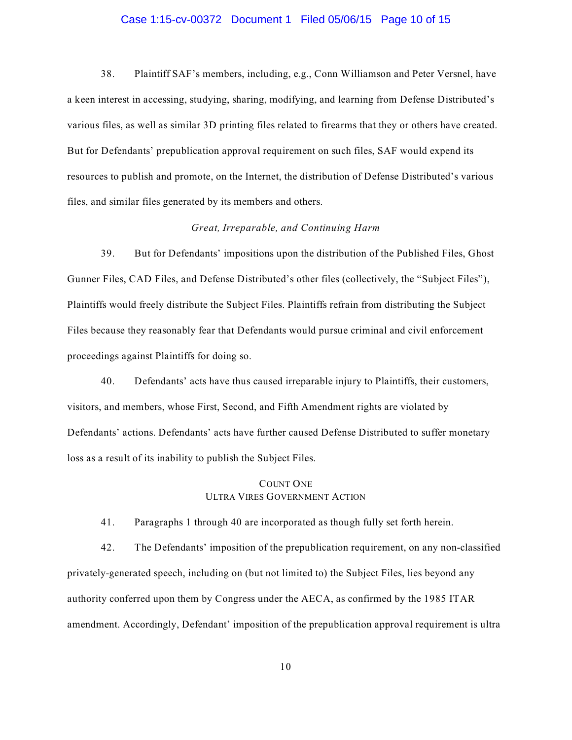38. Plaintiff SAF's members, including, e.g., Conn Williamson and Peter Versnel, have a keen interest in accessing, studying, sharing, modifying, and learning from Defense Distributed's various files, as well as similar 3D printing files related to firearms that they or others have created. But for Defendants' prepublication approval requirement on such files, SAF would expend its resources to publish and promote, on the Internet, the distribution of Defense Distributed's various files, and similar files generated by its members and others.

*Great, Irreparable, and Continuing Harm*

39. But for Defendants' impositions upon the distribution of the Published Files, Ghost Gunner Files, CAD Files, and Defense Distributed's other files (collectively, the "Subject Files"), Plaintiffs would freely distribute the Subject Files. Plaintiffs refrain from distributing the Subject Files because they reasonably fear that Defendants would pursue criminal and civil enforcement proceedings against Plaintiffs for doing so.

40. Defendants' acts have thus caused irreparable injury to Plaintiffs, their customers, visitors, and members, whose First, Second, and Fifth Amendment rights are violated by Defendants' actions. Defendants' acts have further caused Defense Distributed to suffer monetary loss as a result of its inability to publish the Subject Files.

## COUNT ONE
## ULTRA VIRES GOVERNMENT ACTION

41. Paragraphs 1 through 40 are incorporated as though fully set forth herein.

42. The Defendants' imposition of the prepublication requirement, on any non-classified privately-generated speech, including on (but not limited to) the Subject Files, lies beyond any authority conferred upon them by Congress under the AECA, as confirmed by the 1985 ITAR amendment. Accordingly, Defendant' imposition of the prepublication approval requirement is ultra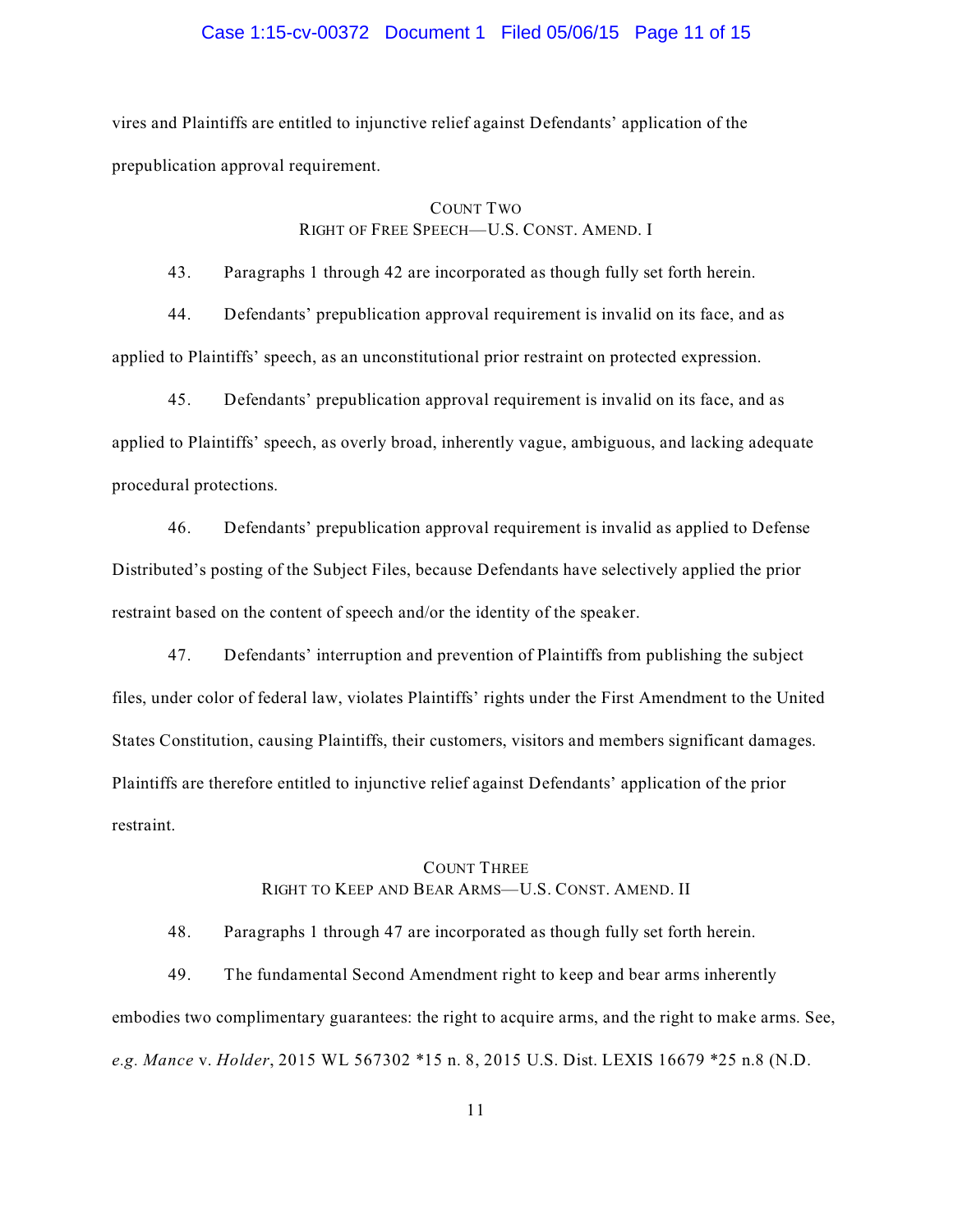vires and Plaintiffs are entitled to injunctive relief against Defendants' application of the prepublication approval requirement.

### COUNT TWO
### RIGHT OF FREE SPEECH—U.S. CONST. AMEND. I

43. Paragraphs 1 through 42 are incorporated as though fully set forth herein.

44. Defendants' prepublication approval requirement is invalid on its face, and as applied to Plaintiffs' speech, as an unconstitutional prior restraint on protected expression.

45. Defendants' prepublication approval requirement is invalid on its face, and as applied to Plaintiffs' speech, as overly broad, inherently vague, ambiguous, and lacking adequate procedural protections.

46. Defendants' prepublication approval requirement is invalid as applied to Defense Distributed's posting of the Subject Files, because Defendants have selectively applied the prior restraint based on the content of speech and/or the identity of the speaker.

47. Defendants' interruption and prevention of Plaintiffs from publishing the subject files, under color of federal law, violates Plaintiffs' rights under the First Amendment to the United States Constitution, causing Plaintiffs, their customers, visitors and members significant damages. Plaintiffs are therefore entitled to injunctive relief against Defendants' application of the prior restraint.

### COUNT THREE
### RIGHT TO KEEP AND BEAR ARMS—U.S. CONST. AMEND. II

48. Paragraphs 1 through 47 are incorporated as though fully set forth herein.

49. The fundamental Second Amendment right to keep and bear arms inherently embodies two complimentary guarantees: the right to acquire arms, and the right to make arms. See, *e.g. Mance* v. *Holder*, 2015 WL 567302 *15 n. 8, 2015 U.S. Dist. LEXIS 16679 *25 n.8 (N.D.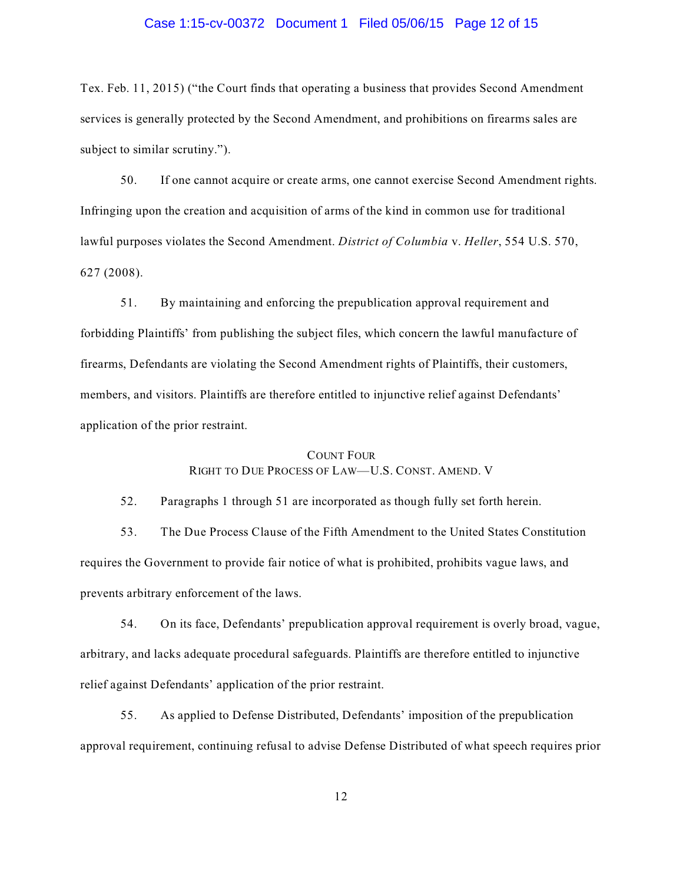Tex. Feb. 11, 2015) ("the Court finds that operating a business that provides Second Amendment services is generally protected by the Second Amendment, and prohibitions on firearms sales are subject to similar scrutiny.").

50. If one cannot acquire or create arms, one cannot exercise Second Amendment rights. Infringing upon the creation and acquisition of arms of the kind in common use for traditional lawful purposes violates the Second Amendment. *District of Columbia* v. *Heller*, 554 U.S. 570, 627 (2008).

51. By maintaining and enforcing the prepublication approval requirement and forbidding Plaintiffs' from publishing the subject files, which concern the lawful manufacture of firearms, Defendants are violating the Second Amendment rights of Plaintiffs, their customers, members, and visitors. Plaintiffs are therefore entitled to injunctive relief against Defendants' application of the prior restraint.

## COUNT FOUR
### RIGHT TO DUE PROCESS OF LAW—U.S. CONST. AMEND. V

52. Paragraphs 1 through 51 are incorporated as though fully set forth herein.

53. The Due Process Clause of the Fifth Amendment to the United States Constitution requires the Government to provide fair notice of what is prohibited, prohibits vague laws, and prevents arbitrary enforcement of the laws.

54. On its face, Defendants' prepublication approval requirement is overly broad, vague, arbitrary, and lacks adequate procedural safeguards. Plaintiffs are therefore entitled to injunctive relief against Defendants' application of the prior restraint.

55. As applied to Defense Distributed, Defendants' imposition of the prepublication approval requirement, continuing refusal to advise Defense Distributed of what speech requires prior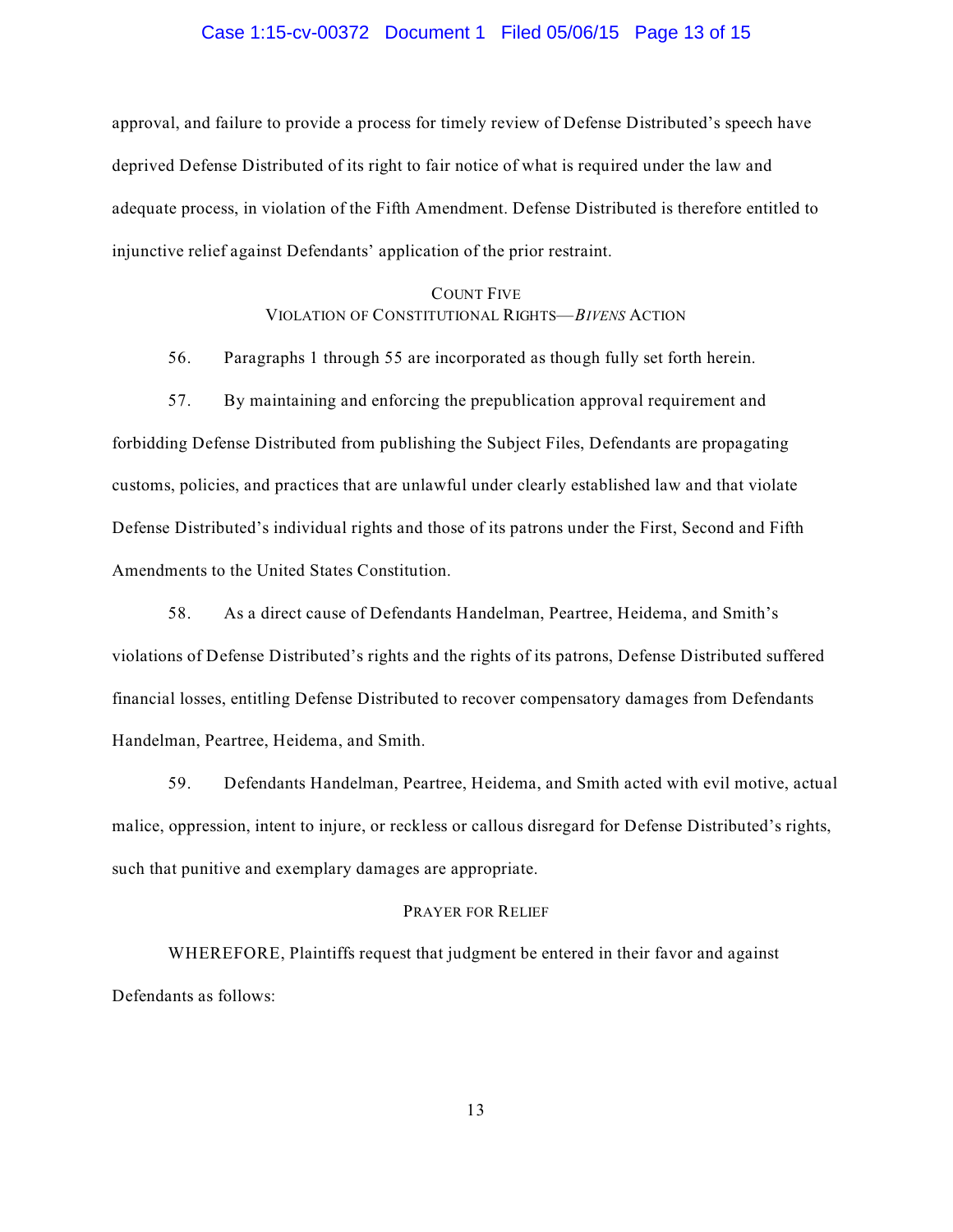approval, and failure to provide a process for timely review of Defense Distributed's speech have deprived Defense Distributed of its right to fair notice of what is required under the law and adequate process, in violation of the Fifth Amendment. Defense Distributed is therefore entitled to injunctive relief against Defendants' application of the prior restraint.

## COUNT FIVE
## VIOLATION OF CONSTITUTIONAL RIGHTS—*BIVENS* ACTION

56. Paragraphs 1 through 55 are incorporated as though fully set forth herein.

57. By maintaining and enforcing the prepublication approval requirement and forbidding Defense Distributed from publishing the Subject Files, Defendants are propagating customs, policies, and practices that are unlawful under clearly established law and that violate Defense Distributed's individual rights and those of its patrons under the First, Second and Fifth Amendments to the United States Constitution.

58. As a direct cause of Defendants Handelman, Peartree, Heidema, and Smith's violations of Defense Distributed's rights and the rights of its patrons, Defense Distributed suffered financial losses, entitling Defense Distributed to recover compensatory damages from Defendants Handelman, Peartree, Heidema, and Smith.

59. Defendants Handelman, Peartree, Heidema, and Smith acted with evil motive, actual malice, oppression, intent to injure, or reckless or callous disregard for Defense Distributed's rights, such that punitive and exemplary damages are appropriate.

## PRAYER FOR RELIEF

WHEREFORE, Plaintiffs request that judgment be entered in their favor and against Defendants as follows: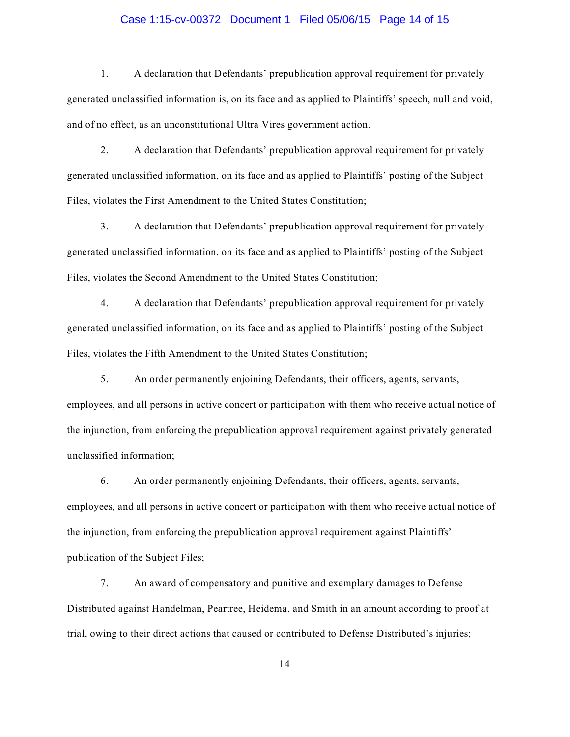1. A declaration that Defendants' prepublication approval requirement for privately generated unclassified information is, on its face and as applied to Plaintiffs' speech, null and void, and of no effect, as an unconstitutional Ultra Vires government action.

2. A declaration that Defendants' prepublication approval requirement for privately generated unclassified information, on its face and as applied to Plaintiffs' posting of the Subject Files, violates the First Amendment to the United States Constitution;

3. A declaration that Defendants' prepublication approval requirement for privately generated unclassified information, on its face and as applied to Plaintiffs' posting of the Subject Files, violates the Second Amendment to the United States Constitution;

4. A declaration that Defendants' prepublication approval requirement for privately generated unclassified information, on its face and as applied to Plaintiffs' posting of the Subject Files, violates the Fifth Amendment to the United States Constitution;

5. An order permanently enjoining Defendants, their officers, agents, servants, employees, and all persons in active concert or participation with them who receive actual notice of the injunction, from enforcing the prepublication approval requirement against privately generated unclassified information;

6. An order permanently enjoining Defendants, their officers, agents, servants, employees, and all persons in active concert or participation with them who receive actual notice of the injunction, from enforcing the prepublication approval requirement against Plaintiffs' publication of the Subject Files;

7. An award of compensatory and punitive and exemplary damages to Defense Distributed against Handelman, Peartree, Heidema, and Smith in an amount according to proof at trial, owing to their direct actions that caused or contributed to Defense Distributed's injuries;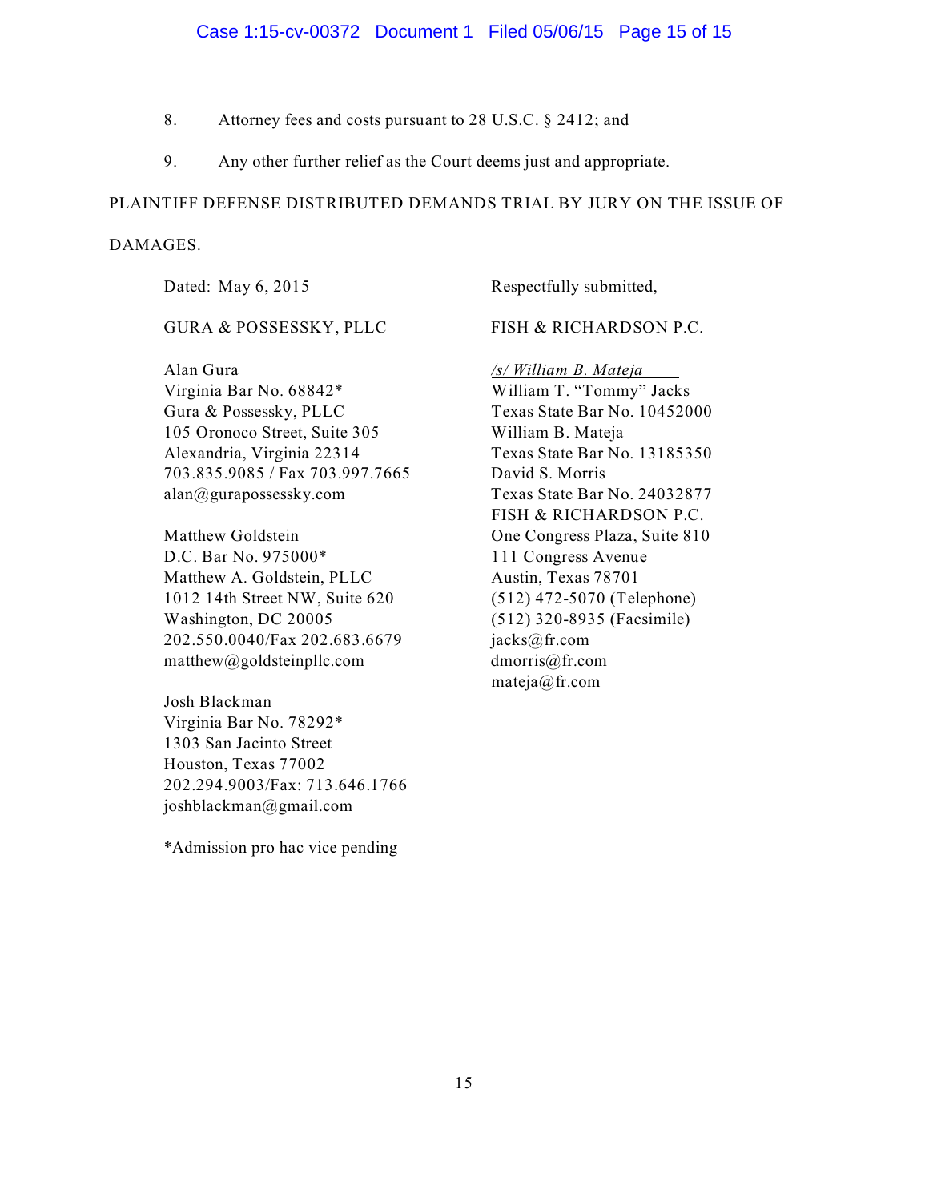8. Attorney fees and costs pursuant to 28 U.S.C. § 2412; and

9. Any other further relief as the Court deems just and appropriate.

PLAINTIFF DEFENSE DISTRIBUTED DEMANDS TRIAL BY JURY ON THE ISSUE OF DAMAGES.

Dated: May 6, 2015

Respectfully submitted,

GURA & POSSESSKY, PLLC

Alan Gura
Virginia Bar No. 68842*
Gura & Possessky, PLLC
105 Oronoco Street, Suite 305
Alexandria, Virginia 22314
703.835.9085 / Fax 703.997.7665
alan@gurapossessky.com

Matthew Goldstein
D.C. Bar No. 975000*
Matthew A. Goldstein, PLLC
1012 14th Street NW, Suite 620
Washington, DC 20005
202.550.0040/Fax 202.683.6679
matthew@goldsteinpllc.com

Josh Blackman
Virginia Bar No. 78292*
1303 San Jacinto Street
Houston, Texas 77002
202.294.9003/Fax: 713.646.1766
joshblackman@gmail.com

*Admission pro hac vice pending

FISH & RICHARDSON P.C.

*/s/ William B. Mateja*
William T. "Tommy" Jacks
Texas State Bar No. 10452000
William B. Mateja
Texas State Bar No. 13185350
David S. Morris
Texas State Bar No. 24032877
FISH & RICHARDSON P.C.
One Congress Plaza, Suite 810
111 Congress Avenue
Austin, Texas 78701
(512) 472-5070 (Telephone)
(512) 320-8935 (Facsimile)
jacks@fr.com
dmorris@fr.com
mateja@fr.com